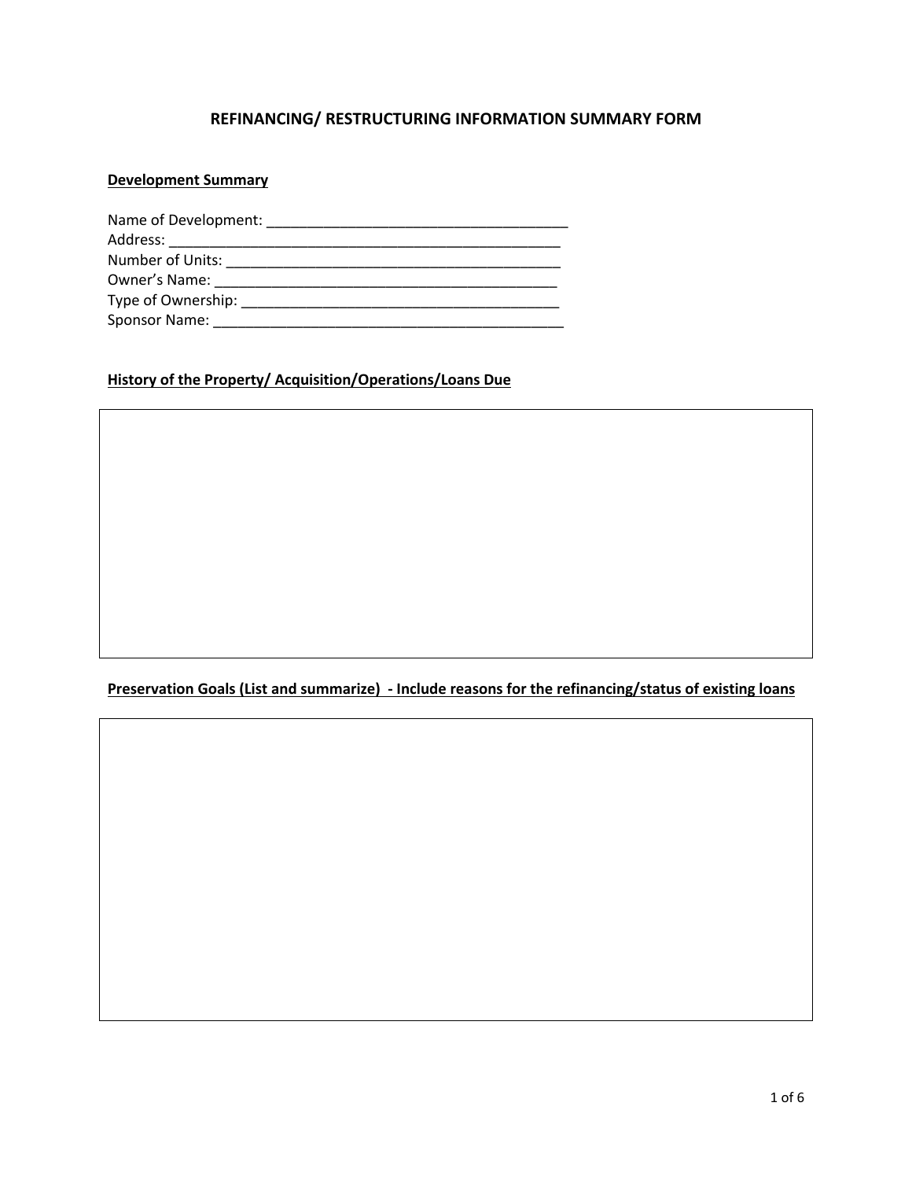# REFINANCING/ RESTRUCTURING INFORMATION SUMMARY FORM

**Development Summary**

Name of Development: ______________________________________
Address: ________________________________________________
Number of Units: _____________________________________________
Owner's Name: ____________________________________________
Type of Ownership: ________________________________________
Sponsor Name: ____________________________________________

**History of the Property/ Acquisition/Operations/Loans Due**

| |
|---|
| |

**Preservation Goals (List and summarize) - Include reasons for the refinancing/status of existing loans**

| |
|---|
| |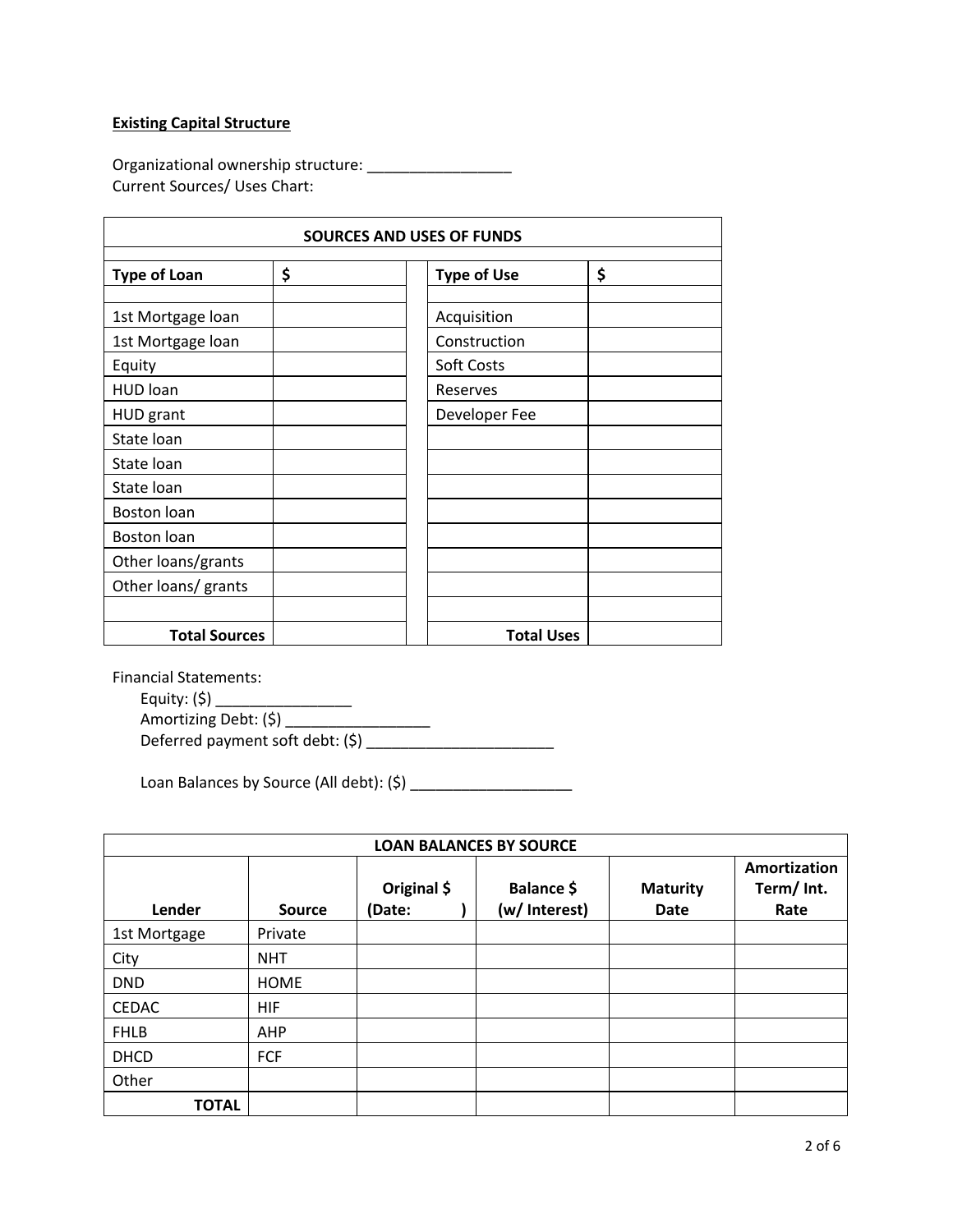**Existing Capital Structure**

Organizational ownership structure: _________________
Current Sources/ Uses Chart:

| **SOURCES AND USES OF FUNDS** | | | | |
|---|---|---|---|---|
| | | | | |
| **Type of Loan** | **$** | | **Type of Use** | **$** |
| | | | | |
| 1st Mortgage loan | | | Acquisition | |
| 1st Mortgage loan | | | Construction | |
| Equity | | | Soft Costs | |
| HUD loan | | | Reserves | |
| HUD grant | | | Developer Fee | |
| State loan | | | | |
| State loan | | | | |
| State loan | | | | |
| Boston loan | | | | |
| Boston loan | | | | |
| Other loans/grants | | | | |
| Other loans/ grants | | | | |
| | | | | |
| **Total Sources** | | | **Total Uses** | |

Financial Statements:

Equity: ($) ________________
Amortizing Debt: ($) _________________
Deferred payment soft debt: ($) _______________________

Loan Balances by Source (All debt): ($) ____________________

| **LOAN BALANCES BY SOURCE** | | | | | |
|---|---|---|---|---|---|
| **Lender** | **Source** | **Original $ (Date: )** | **Balance $ (w/ Interest)** | **Maturity Date** | **Amortization Term/ Int. Rate** |
| 1st Mortgage | Private | | | | |
| City | NHT | | | | |
| DND | HOME | | | | |
| CEDAC | HIF | | | | |
| FHLB | AHP | | | | |
| DHCD | FCF | | | | |
| Other | | | | | |
| **TOTAL** | | | | | |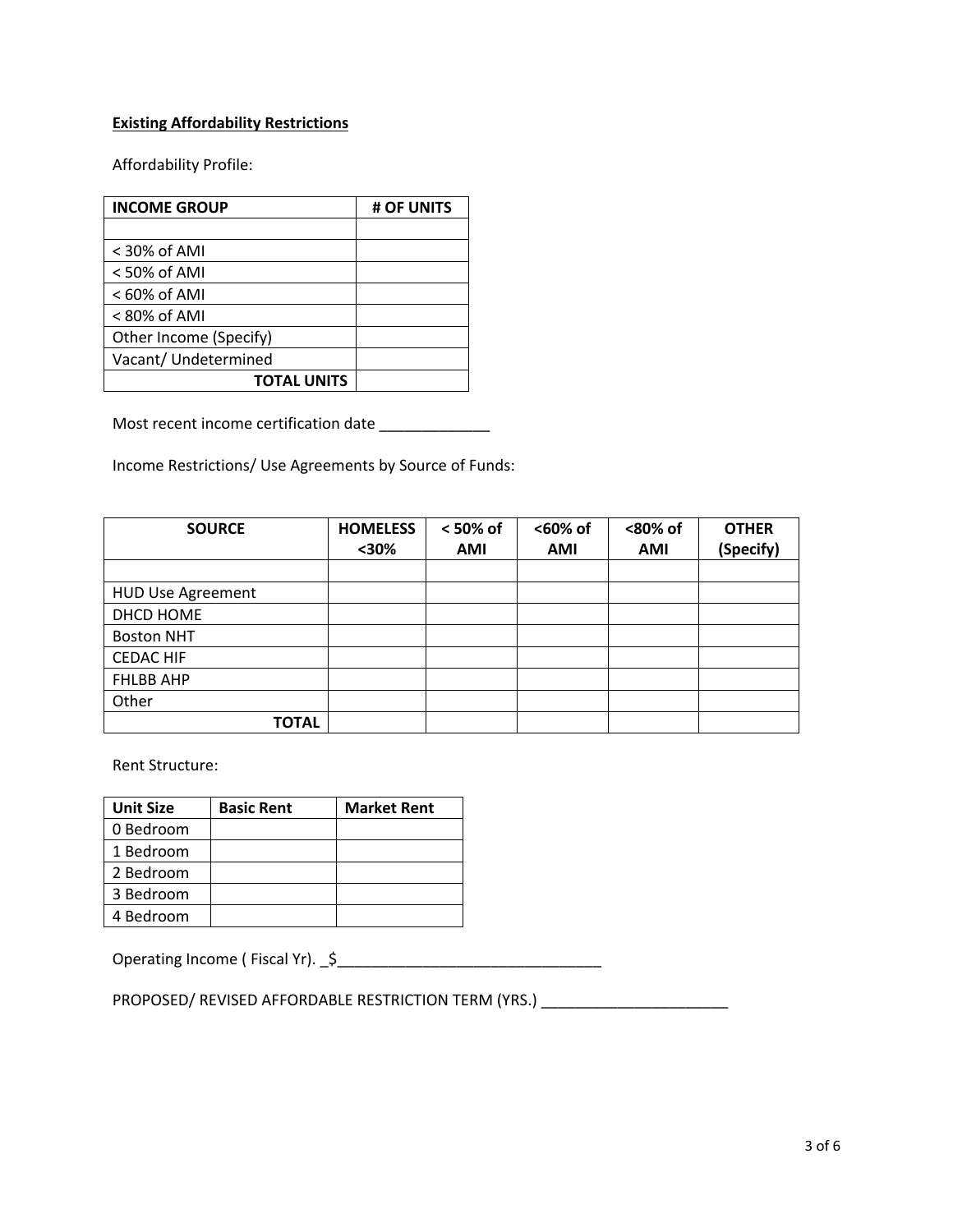**Existing Affordability Restrictions**

Affordability Profile:

| INCOME GROUP | # OF UNITS |
|---|---|
| | |
| < 30% of AMI | |
| < 50% of AMI | |
| < 60% of AMI | |
| < 80% of AMI | |
| Other Income (Specify) | |
| Vacant/ Undetermined | |
| **TOTAL UNITS** | |

Most recent income certification date _____________

Income Restrictions/ Use Agreements by Source of Funds:

| SOURCE | HOMELESS <30% | < 50% of AMI | <60% of AMI | <80% of AMI | OTHER (Specify) |
|---|---|---|---|---|---|
| | | | | | |
| HUD Use Agreement | | | | | |
| DHCD HOME | | | | | |
| Boston NHT | | | | | |
| CEDAC HIF | | | | | |
| FHLBB AHP | | | | | |
| Other | | | | | |
| **TOTAL** | | | | | |

Rent Structure:

| Unit Size | Basic Rent | Market Rent |
|---|---|---|
| 0 Bedroom | | |
| 1 Bedroom | | |
| 2 Bedroom | | |
| 3 Bedroom | | |
| 4 Bedroom | | |

Operating Income ( Fiscal Yr). _$_______________________________

PROPOSED/ REVISED AFFORDABLE RESTRICTION TERM (YRS.) ______________________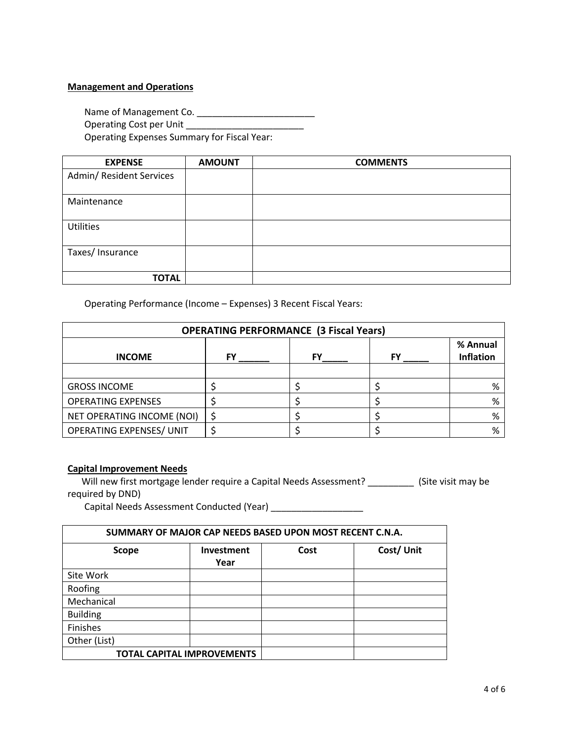**Management and Operations**

Name of Management Co. _______________________
Operating Cost per Unit _______________________
Operating Expenses Summary for Fiscal Year:

| EXPENSE | AMOUNT | COMMENTS |
|---|---|---|
| Admin/ Resident Services | | |
| Maintenance | | |
| Utilities | | |
| Taxes/ Insurance | | |
| **TOTAL** | | |

Operating Performance (Income – Expenses) 3 Recent Fiscal Years:

| OPERATING PERFORMANCE (3 Fiscal Years) | | | | |
|---|---|---|---|---|
| **INCOME** | **FY ______** | **FY_____** | **FY _____** | **% Annual Inflation** |
| | | | | |
| GROSS INCOME | $ | $ | $ | % |
| OPERATING EXPENSES | $ | $ | $ | % |
| NET OPERATING INCOME (NOI) | $ | $ | $ | % |
| OPERATING EXPENSES/ UNIT | $ | $ | $ | % |

**Capital Improvement Needs**

Will new first mortgage lender require a Capital Needs Assessment? _________ (Site visit may be required by DND)

Capital Needs Assessment Conducted (Year) __________________

| SUMMARY OF MAJOR CAP NEEDS BASED UPON MOST RECENT C.N.A. | | | |
|---|---|---|---|
| **Scope** | **Investment Year** | **Cost** | **Cost/ Unit** |
| Site Work | | | |
| Roofing | | | |
| Mechanical | | | |
| Building | | | |
| Finishes | | | |
| Other (List) | | | |
| **TOTAL CAPITAL IMPROVEMENTS** | | | |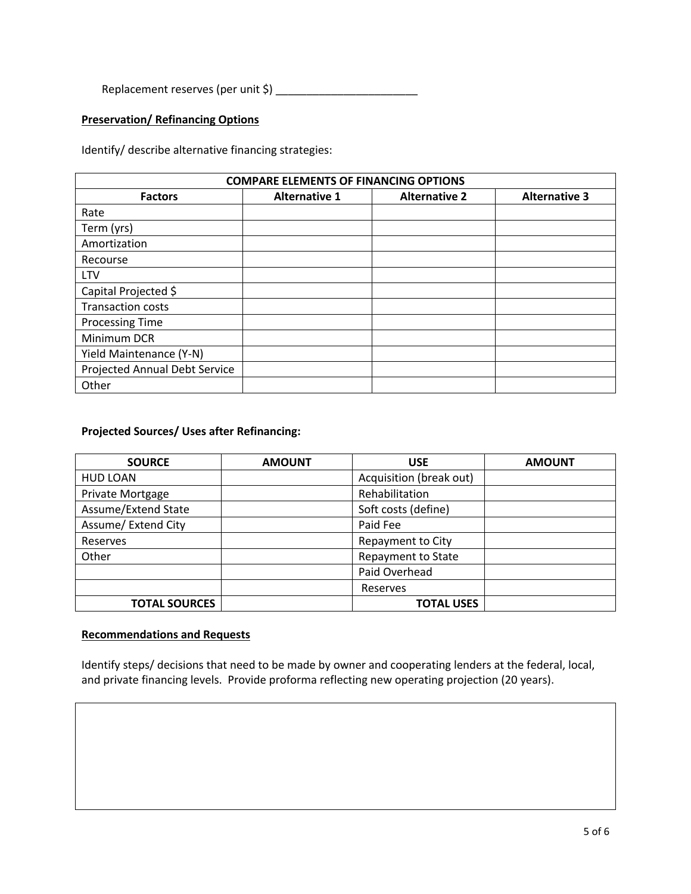Replacement reserves (per unit $) _______________________

**Preservation/ Refinancing Options**

Identify/ describe alternative financing strategies:

| COMPARE ELEMENTS OF FINANCING OPTIONS | | | |
|---|---|---|---|
| **Factors** | **Alternative 1** | **Alternative 2** | **Alternative 3** |
| Rate | | | |
| Term (yrs) | | | |
| Amortization | | | |
| Recourse | | | |
| LTV | | | |
| Capital Projected $ | | | |
| Transaction costs | | | |
| Processing Time | | | |
| Minimum DCR | | | |
| Yield Maintenance (Y-N) | | | |
| Projected Annual Debt Service | | | |
| Other | | | |

**Projected Sources/ Uses after Refinancing:**

| SOURCE | AMOUNT | USE | AMOUNT |
|---|---|---|---|
| HUD LOAN | | Acquisition (break out) | |
| Private Mortgage | | Rehabilitation | |
| Assume/Extend State | | Soft costs (define) | |
| Assume/ Extend City | | Paid Fee | |
| Reserves | | Repayment to City | |
| Other | | Repayment to State | |
| | | Paid Overhead | |
| | | Reserves | |
| **TOTAL SOURCES** | | **TOTAL USES** | |

**Recommendations and Requests**

Identify steps/ decisions that need to be made by owner and cooperating lenders at the federal, local, and private financing levels. Provide proforma reflecting new operating projection (20 years).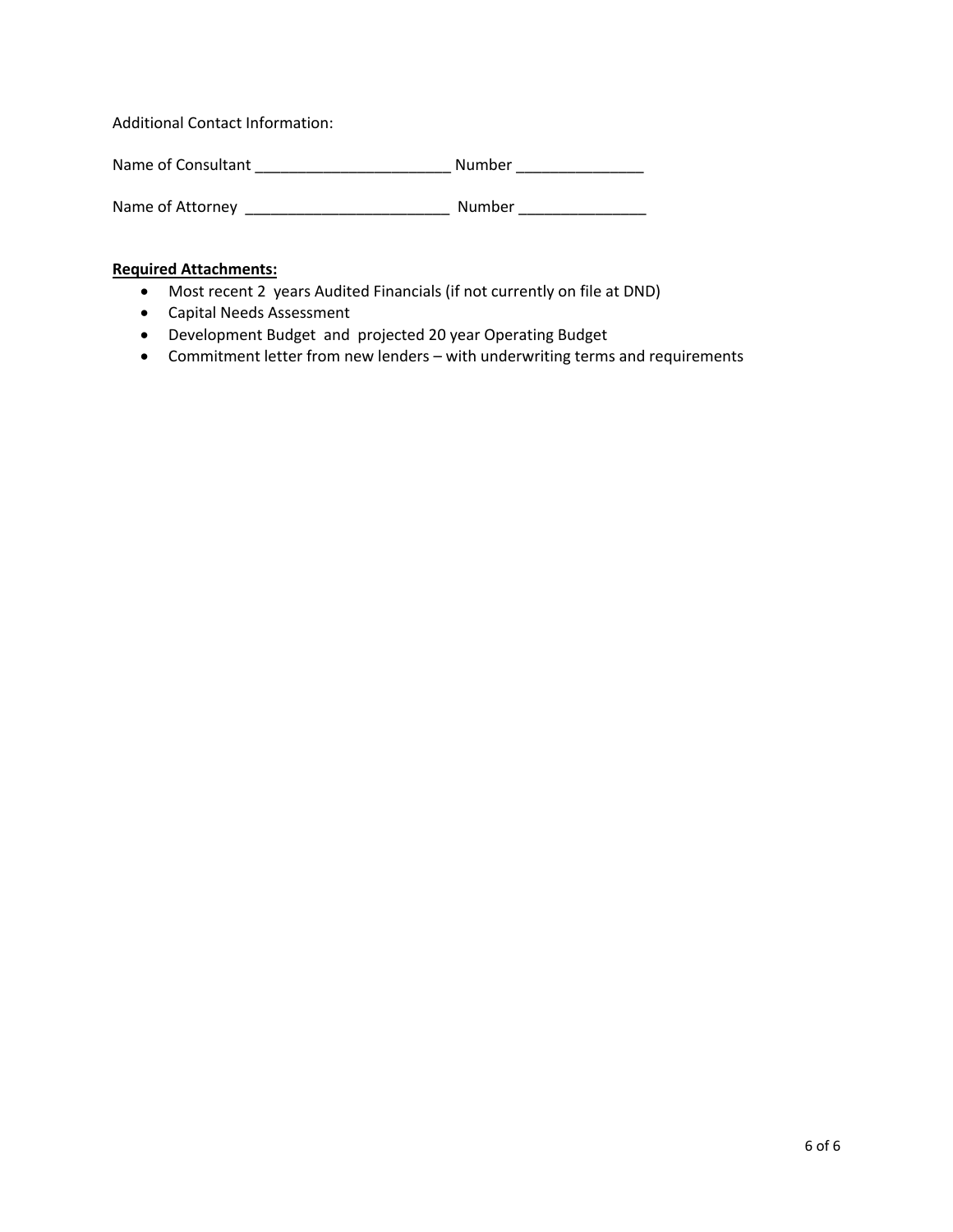Additional Contact Information:

Name of Consultant _______________________ Number _______________

Name of Attorney ________________________ Number _______________

**Required Attachments:**

- Most recent 2 years Audited Financials (if not currently on file at DND)
- Capital Needs Assessment
- Development Budget and projected 20 year Operating Budget
- Commitment letter from new lenders – with underwriting terms and requirements